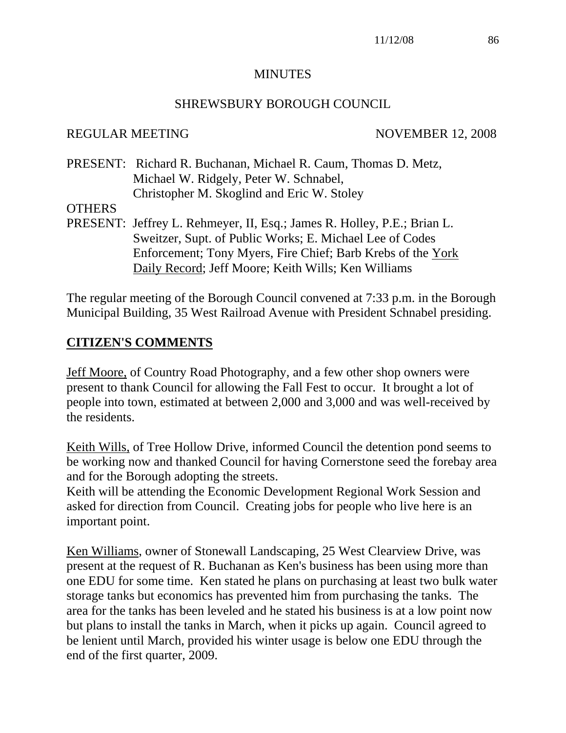# MINUTES

## SHREWSBURY BOROUGH COUNCIL

REGULAR MEETING NOVEMBER 12, 2008

PRESENT: Richard R. Buchanan, Michael R. Caum, Thomas D. Metz, Michael W. Ridgely, Peter W. Schnabel, Christopher M. Skoglind and Eric W. Stoley

OTHERS PRESENT: Jeffrey L. Rehmeyer, II, Esq.; James R. Holley, P.E.; Brian L. Sweitzer, Supt. of Public Works; E. Michael Lee of Codes Enforcement; Tony Myers, Fire Chief; Barb Krebs of the York Daily Record; Jeff Moore; Keith Wills; Ken Williams

The regular meeting of the Borough Council convened at 7:33 p.m. in the Borough Municipal Building, 35 West Railroad Avenue with President Schnabel presiding.

## CITIZEN'S COMMENTS

Jeff Moore, of Country Road Photography, and a few other shop owners were present to thank Council for allowing the Fall Fest to occur. It brought a lot of people into town, estimated at between 2,000 and 3,000 and was well-received by the residents.

Keith Wills, of Tree Hollow Drive, informed Council the detention pond seems to be working now and thanked Council for having Cornerstone seed the forebay area and for the Borough adopting the streets.

Keith will be attending the Economic Development Regional Work Session and asked for direction from Council. Creating jobs for people who live here is an important point.

Ken Williams, owner of Stonewall Landscaping, 25 West Clearview Drive, was present at the request of R. Buchanan as Ken's business has been using more than one EDU for some time. Ken stated he plans on purchasing at least two bulk water storage tanks but economics has prevented him from purchasing the tanks. The area for the tanks has been leveled and he stated his business is at a low point now but plans to install the tanks in March, when it picks up again. Council agreed to be lenient until March, provided his winter usage is below one EDU through the end of the first quarter, 2009.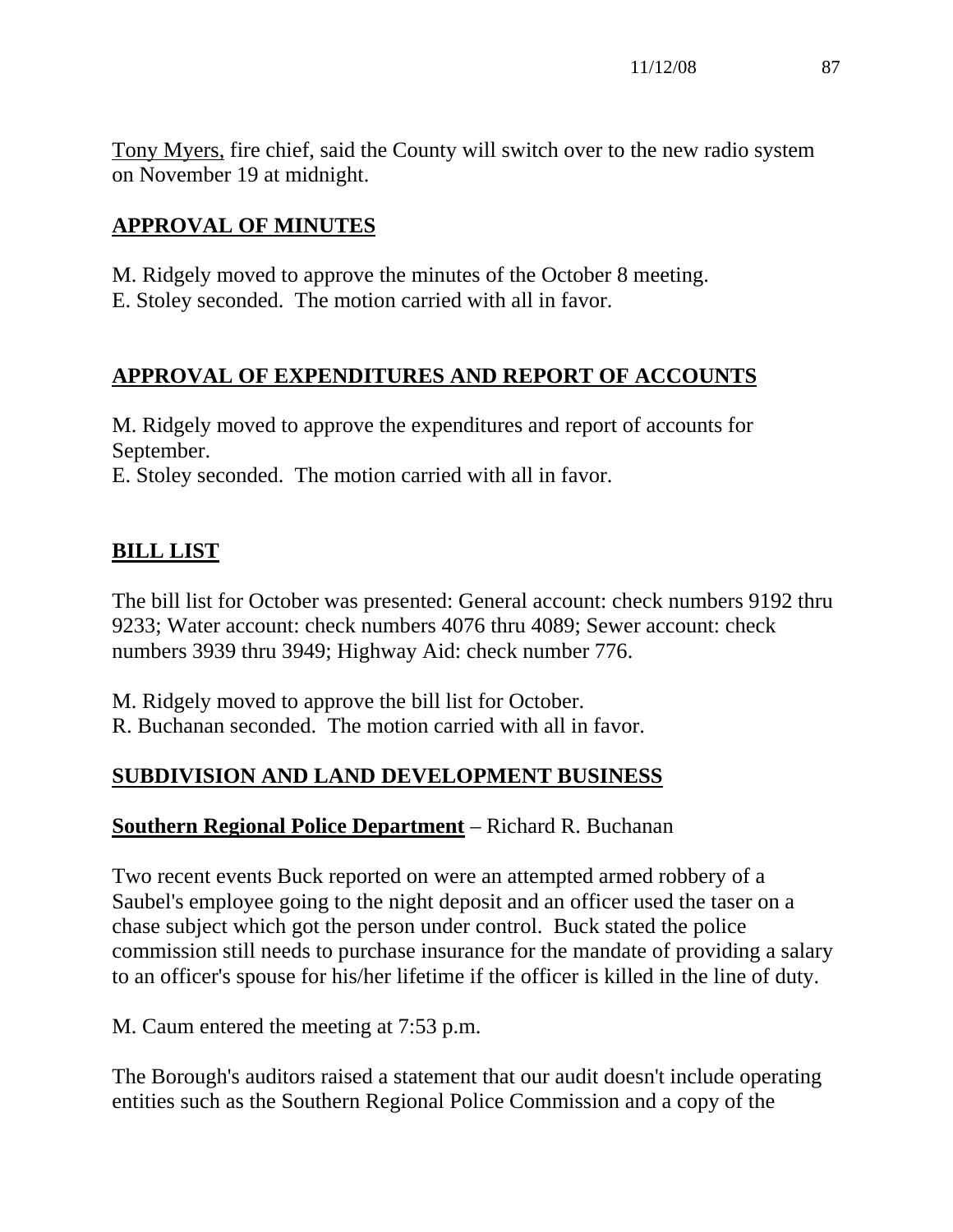Tony Myers, fire chief, said the County will switch over to the new radio system on November 19 at midnight.

## APPROVAL OF MINUTES

M. Ridgely moved to approve the minutes of the October 8 meeting.
E. Stoley seconded. The motion carried with all in favor.

## APPROVAL OF EXPENDITURES AND REPORT OF ACCOUNTS

M. Ridgely moved to approve the expenditures and report of accounts for September.
E. Stoley seconded. The motion carried with all in favor.

## BILL LIST

The bill list for October was presented: General account: check numbers 9192 thru 9233; Water account: check numbers 4076 thru 4089; Sewer account: check numbers 3939 thru 3949; Highway Aid: check number 776.

M. Ridgely moved to approve the bill list for October.
R. Buchanan seconded. The motion carried with all in favor.

## SUBDIVISION AND LAND DEVELOPMENT BUSINESS

**Southern Regional Police Department** – Richard R. Buchanan

Two recent events Buck reported on were an attempted armed robbery of a Saubel's employee going to the night deposit and an officer used the taser on a chase subject which got the person under control. Buck stated the police commission still needs to purchase insurance for the mandate of providing a salary to an officer's spouse for his/her lifetime if the officer is killed in the line of duty.

M. Caum entered the meeting at 7:53 p.m.

The Borough's auditors raised a statement that our audit doesn't include operating entities such as the Southern Regional Police Commission and a copy of the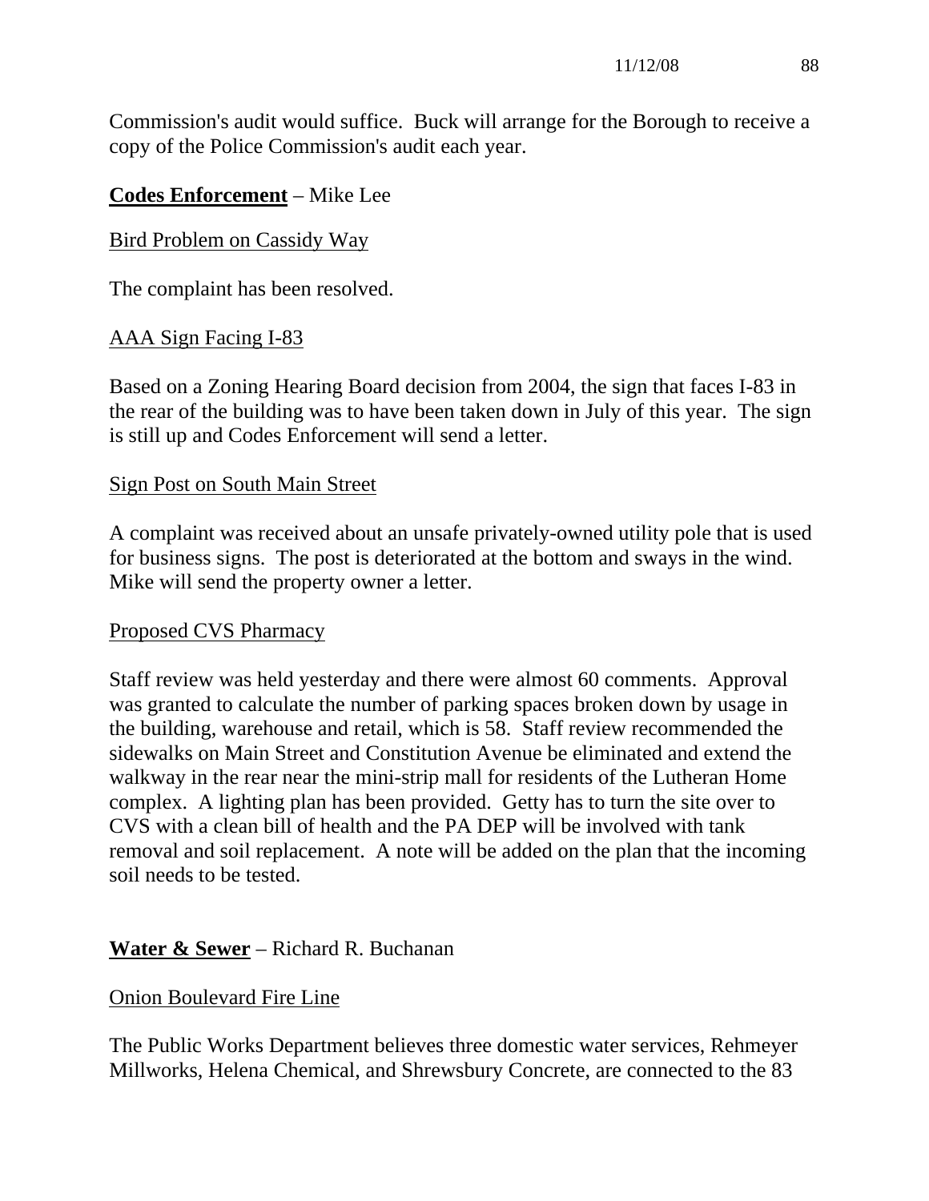Commission's audit would suffice. Buck will arrange for the Borough to receive a copy of the Police Commission's audit each year.

**Codes Enforcement** – Mike Lee

Bird Problem on Cassidy Way

The complaint has been resolved.

AAA Sign Facing I-83

Based on a Zoning Hearing Board decision from 2004, the sign that faces I-83 in the rear of the building was to have been taken down in July of this year. The sign is still up and Codes Enforcement will send a letter.

Sign Post on South Main Street

A complaint was received about an unsafe privately-owned utility pole that is used for business signs. The post is deteriorated at the bottom and sways in the wind. Mike will send the property owner a letter.

Proposed CVS Pharmacy

Staff review was held yesterday and there were almost 60 comments. Approval was granted to calculate the number of parking spaces broken down by usage in the building, warehouse and retail, which is 58. Staff review recommended the sidewalks on Main Street and Constitution Avenue be eliminated and extend the walkway in the rear near the mini-strip mall for residents of the Lutheran Home complex. A lighting plan has been provided. Getty has to turn the site over to CVS with a clean bill of health and the PA DEP will be involved with tank removal and soil replacement. A note will be added on the plan that the incoming soil needs to be tested.

**Water & Sewer** – Richard R. Buchanan

Onion Boulevard Fire Line

The Public Works Department believes three domestic water services, Rehmeyer Millworks, Helena Chemical, and Shrewsbury Concrete, are connected to the 83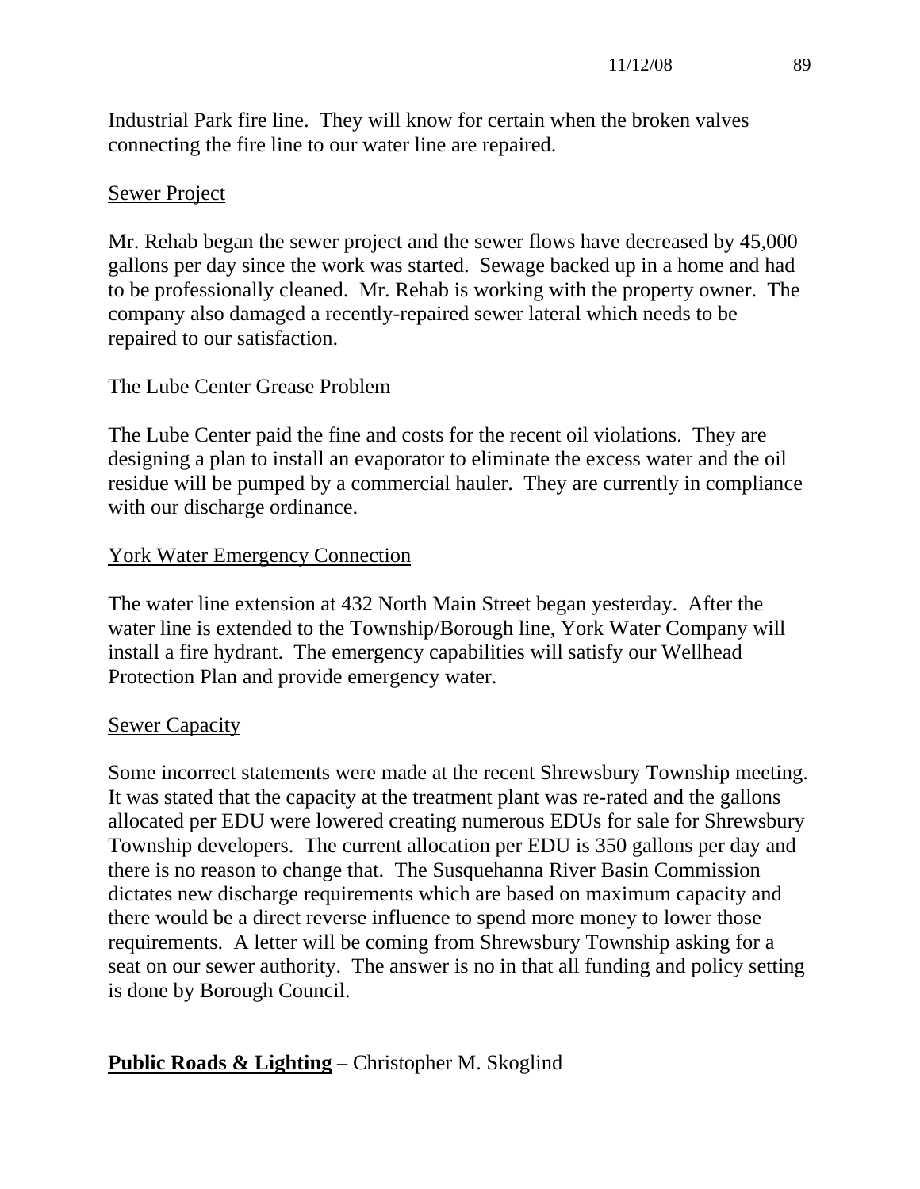Industrial Park fire line. They will know for certain when the broken valves connecting the fire line to our water line are repaired.

Sewer Project

Mr. Rehab began the sewer project and the sewer flows have decreased by 45,000 gallons per day since the work was started. Sewage backed up in a home and had to be professionally cleaned. Mr. Rehab is working with the property owner. The company also damaged a recently-repaired sewer lateral which needs to be repaired to our satisfaction.

The Lube Center Grease Problem

The Lube Center paid the fine and costs for the recent oil violations. They are designing a plan to install an evaporator to eliminate the excess water and the oil residue will be pumped by a commercial hauler. They are currently in compliance with our discharge ordinance.

York Water Emergency Connection

The water line extension at 432 North Main Street began yesterday. After the water line is extended to the Township/Borough line, York Water Company will install a fire hydrant. The emergency capabilities will satisfy our Wellhead Protection Plan and provide emergency water.

Sewer Capacity

Some incorrect statements were made at the recent Shrewsbury Township meeting. It was stated that the capacity at the treatment plant was re-rated and the gallons allocated per EDU were lowered creating numerous EDUs for sale for Shrewsbury Township developers. The current allocation per EDU is 350 gallons per day and there is no reason to change that. The Susquehanna River Basin Commission dictates new discharge requirements which are based on maximum capacity and there would be a direct reverse influence to spend more money to lower those requirements. A letter will be coming from Shrewsbury Township asking for a seat on our sewer authority. The answer is no in that all funding and policy setting is done by Borough Council.

**Public Roads & Lighting** – Christopher M. Skoglind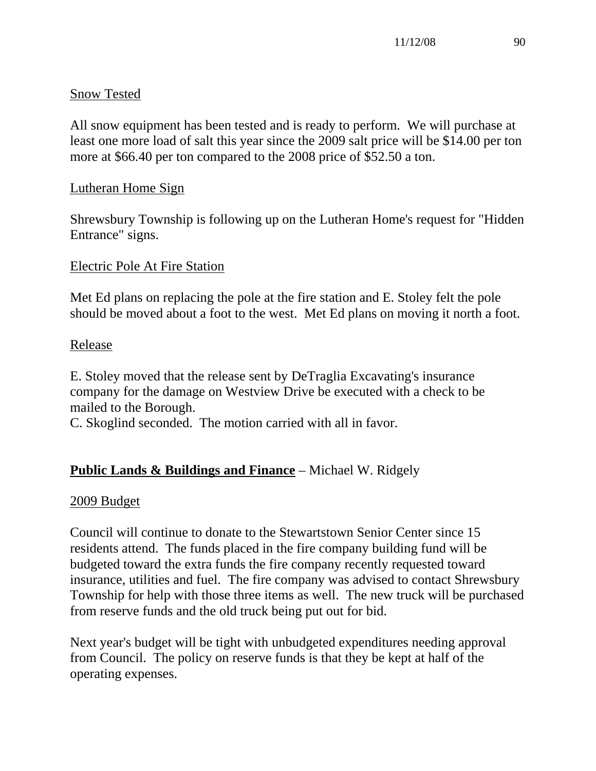Snow Tested

All snow equipment has been tested and is ready to perform. We will purchase at least one more load of salt this year since the 2009 salt price will be $14.00 per ton more at $66.40 per ton compared to the 2008 price of $52.50 a ton.

Lutheran Home Sign

Shrewsbury Township is following up on the Lutheran Home's request for "Hidden Entrance" signs.

Electric Pole At Fire Station

Met Ed plans on replacing the pole at the fire station and E. Stoley felt the pole should be moved about a foot to the west. Met Ed plans on moving it north a foot.

Release

E. Stoley moved that the release sent by DeTraglia Excavating's insurance company for the damage on Westview Drive be executed with a check to be mailed to the Borough.
C. Skoglind seconded. The motion carried with all in favor.

## **Public Lands & Buildings and Finance** – Michael W. Ridgely

2009 Budget

Council will continue to donate to the Stewartstown Senior Center since 15 residents attend. The funds placed in the fire company building fund will be budgeted toward the extra funds the fire company recently requested toward insurance, utilities and fuel. The fire company was advised to contact Shrewsbury Township for help with those three items as well. The new truck will be purchased from reserve funds and the old truck being put out for bid.

Next year's budget will be tight with unbudgeted expenditures needing approval from Council. The policy on reserve funds is that they be kept at half of the operating expenses.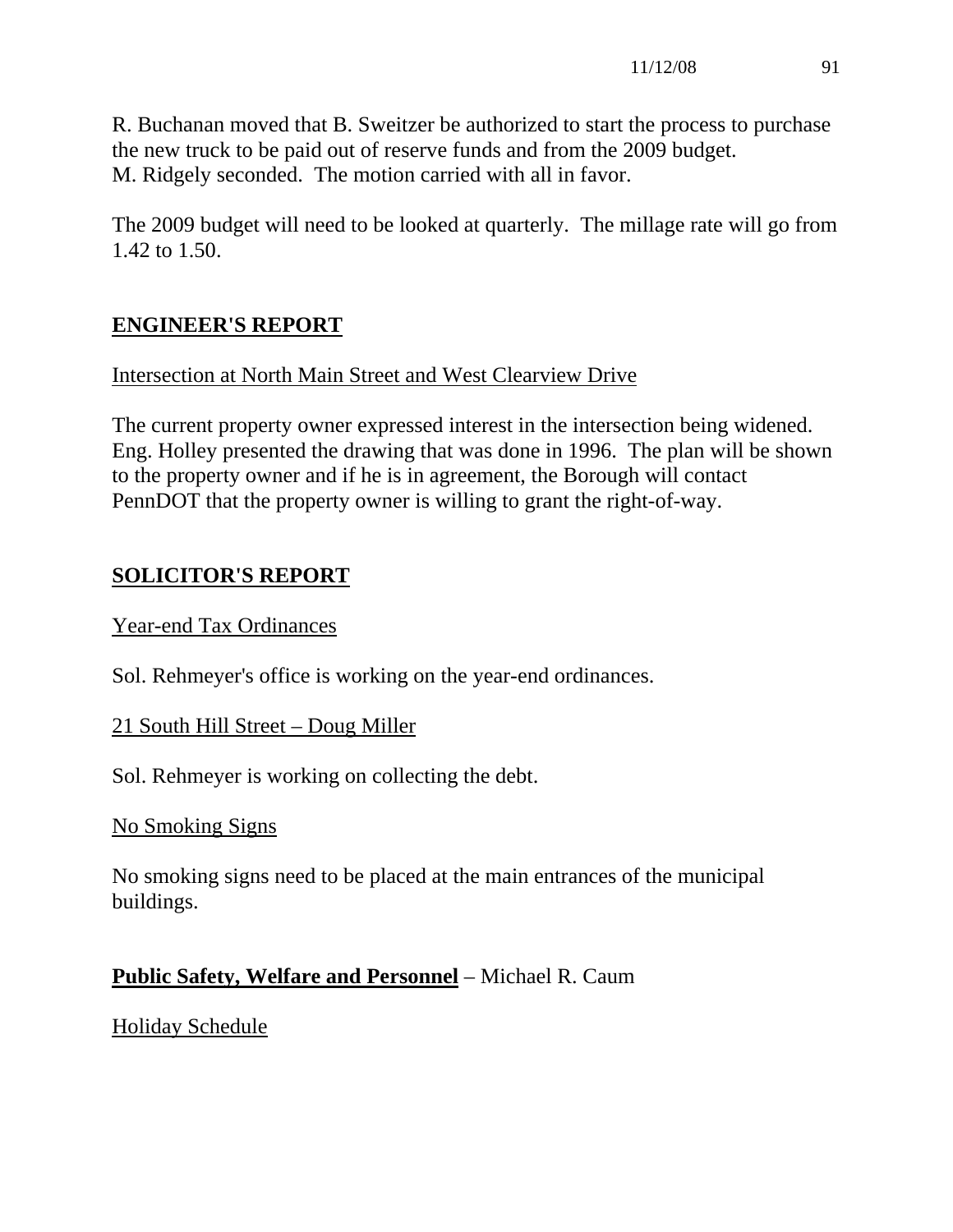R. Buchanan moved that B. Sweitzer be authorized to start the process to purchase the new truck to be paid out of reserve funds and from the 2009 budget. M. Ridgely seconded. The motion carried with all in favor.

The 2009 budget will need to be looked at quarterly. The millage rate will go from 1.42 to 1.50.

## ENGINEER'S REPORT

Intersection at North Main Street and West Clearview Drive

The current property owner expressed interest in the intersection being widened. Eng. Holley presented the drawing that was done in 1996. The plan will be shown to the property owner and if he is in agreement, the Borough will contact PennDOT that the property owner is willing to grant the right-of-way.

## SOLICITOR'S REPORT

Year-end Tax Ordinances

Sol. Rehmeyer's office is working on the year-end ordinances.

21 South Hill Street – Doug Miller

Sol. Rehmeyer is working on collecting the debt.

No Smoking Signs

No smoking signs need to be placed at the main entrances of the municipal buildings.

**Public Safety, Welfare and Personnel** – Michael R. Caum

Holiday Schedule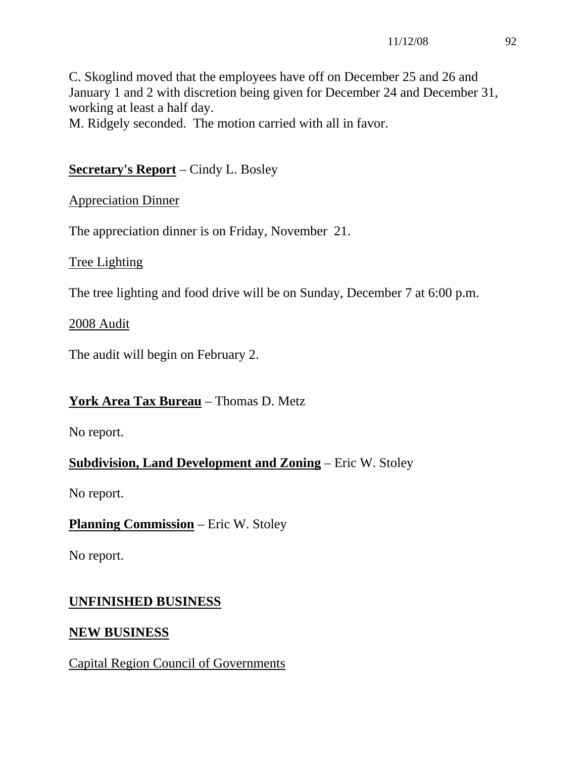C. Skoglind moved that the employees have off on December 25 and 26 and January 1 and 2 with discretion being given for December 24 and December 31, working at least a half day.
M. Ridgely seconded. The motion carried with all in favor.

**Secretary's Report** – Cindy L. Bosley

Appreciation Dinner

The appreciation dinner is on Friday, November 21.

Tree Lighting

The tree lighting and food drive will be on Sunday, December 7 at 6:00 p.m.

2008 Audit

The audit will begin on February 2.

**York Area Tax Bureau** – Thomas D. Metz

No report.

**Subdivision, Land Development and Zoning** – Eric W. Stoley

No report.

**Planning Commission** – Eric W. Stoley

No report.

**UNFINISHED BUSINESS**

**NEW BUSINESS**

Capital Region Council of Governments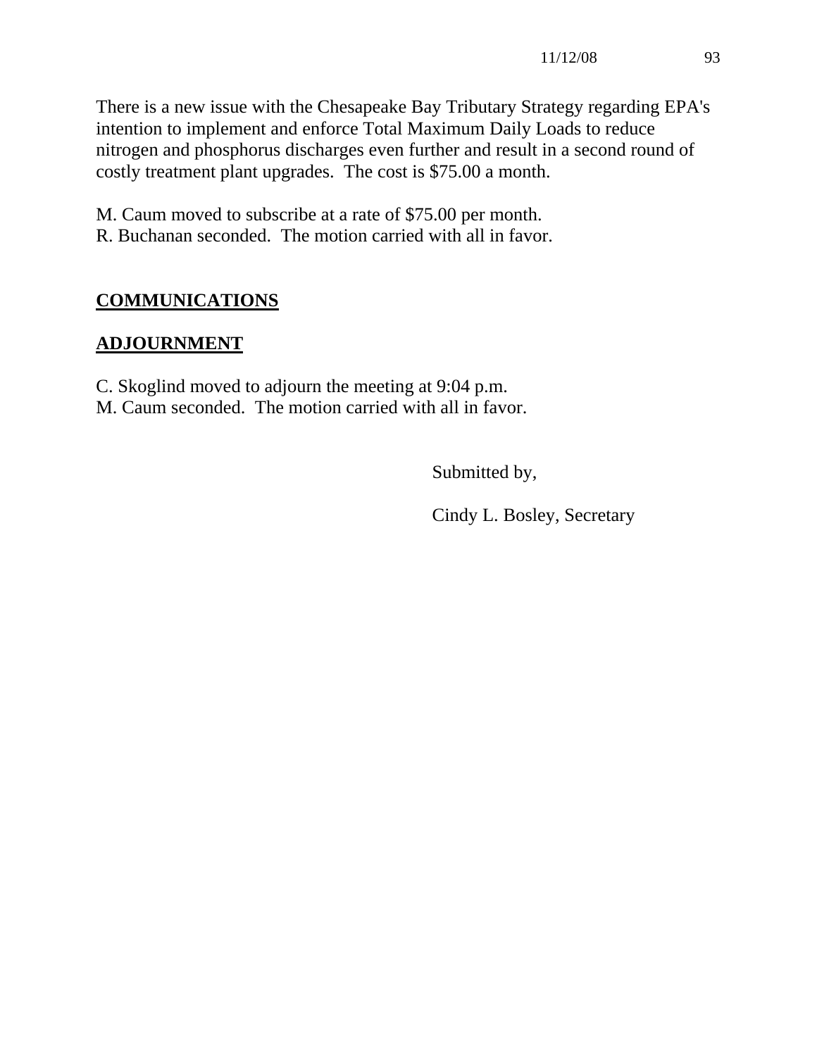There is a new issue with the Chesapeake Bay Tributary Strategy regarding EPA's intention to implement and enforce Total Maximum Daily Loads to reduce nitrogen and phosphorus discharges even further and result in a second round of costly treatment plant upgrades. The cost is $75.00 a month.

M. Caum moved to subscribe at a rate of $75.00 per month.
R. Buchanan seconded. The motion carried with all in favor.

## COMMUNICATIONS

## ADJOURNMENT

C. Skoglind moved to adjourn the meeting at 9:04 p.m.
M. Caum seconded. The motion carried with all in favor.

Submitted by,

Cindy L. Bosley, Secretary